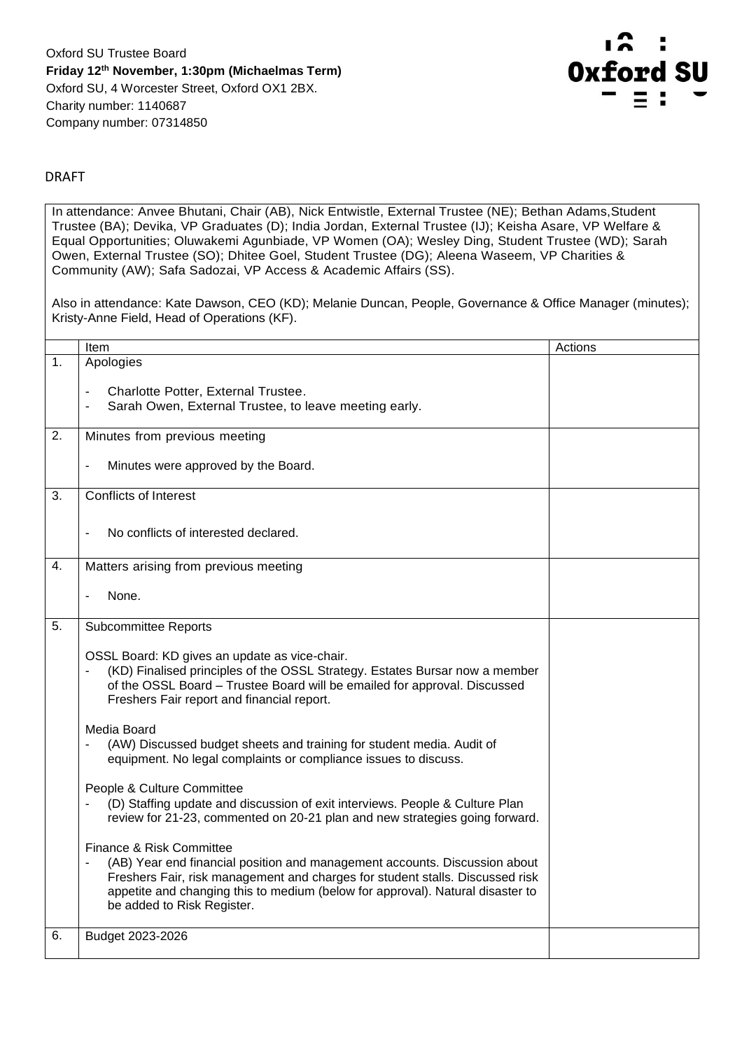Oxford SU Trustee Board
**Friday 12th November, 1:30pm (Michaelmas Term)**
Oxford SU, 4 Worcester Street, Oxford OX1 2BX.
Charity number: 1140687
Company number: 07314850

DRAFT

In attendance: Anvee Bhutani, Chair (AB), Nick Entwistle, External Trustee (NE); Bethan Adams,Student Trustee (BA); Devika, VP Graduates (D); India Jordan, External Trustee (IJ); Keisha Asare, VP Welfare & Equal Opportunities; Oluwakemi Agunbiade, VP Women (OA); Wesley Ding, Student Trustee (WD); Sarah Owen, External Trustee (SO); Dhitee Goel, Student Trustee (DG); Aleena Waseem, VP Charities & Community (AW); Safa Sadozai, VP Access & Academic Affairs (SS).

Also in attendance: Kate Dawson, CEO (KD); Melanie Duncan, People, Governance & Office Manager (minutes); Kristy-Anne Field, Head of Operations (KF).

| | Item | Actions |
|---|---|---|
| 1. | Apologies<br><br>- Charlotte Potter, External Trustee.<br>- Sarah Owen, External Trustee, to leave meeting early. | |
| 2. | Minutes from previous meeting<br><br>- Minutes were approved by the Board. | |
| 3. | Conflicts of Interest<br><br>- No conflicts of interested declared. | |
| 4. | Matters arising from previous meeting<br><br>- None. | |
| 5. | Subcommittee Reports<br><br>OSSL Board: KD gives an update as vice-chair.<br>- (KD) Finalised principles of the OSSL Strategy. Estates Bursar now a member of the OSSL Board – Trustee Board will be emailed for approval. Discussed Freshers Fair report and financial report.<br><br>Media Board<br>- (AW) Discussed budget sheets and training for student media. Audit of equipment. No legal complaints or compliance issues to discuss.<br><br>People & Culture Committee<br>- (D) Staffing update and discussion of exit interviews. People & Culture Plan review for 21-23, commented on 20-21 plan and new strategies going forward.<br><br>Finance & Risk Committee<br>- (AB) Year end financial position and management accounts. Discussion about Freshers Fair, risk management and charges for student stalls. Discussed risk appetite and changing this to medium (below for approval). Natural disaster to be added to Risk Register. | |
| 6. | Budget 2023-2026 | |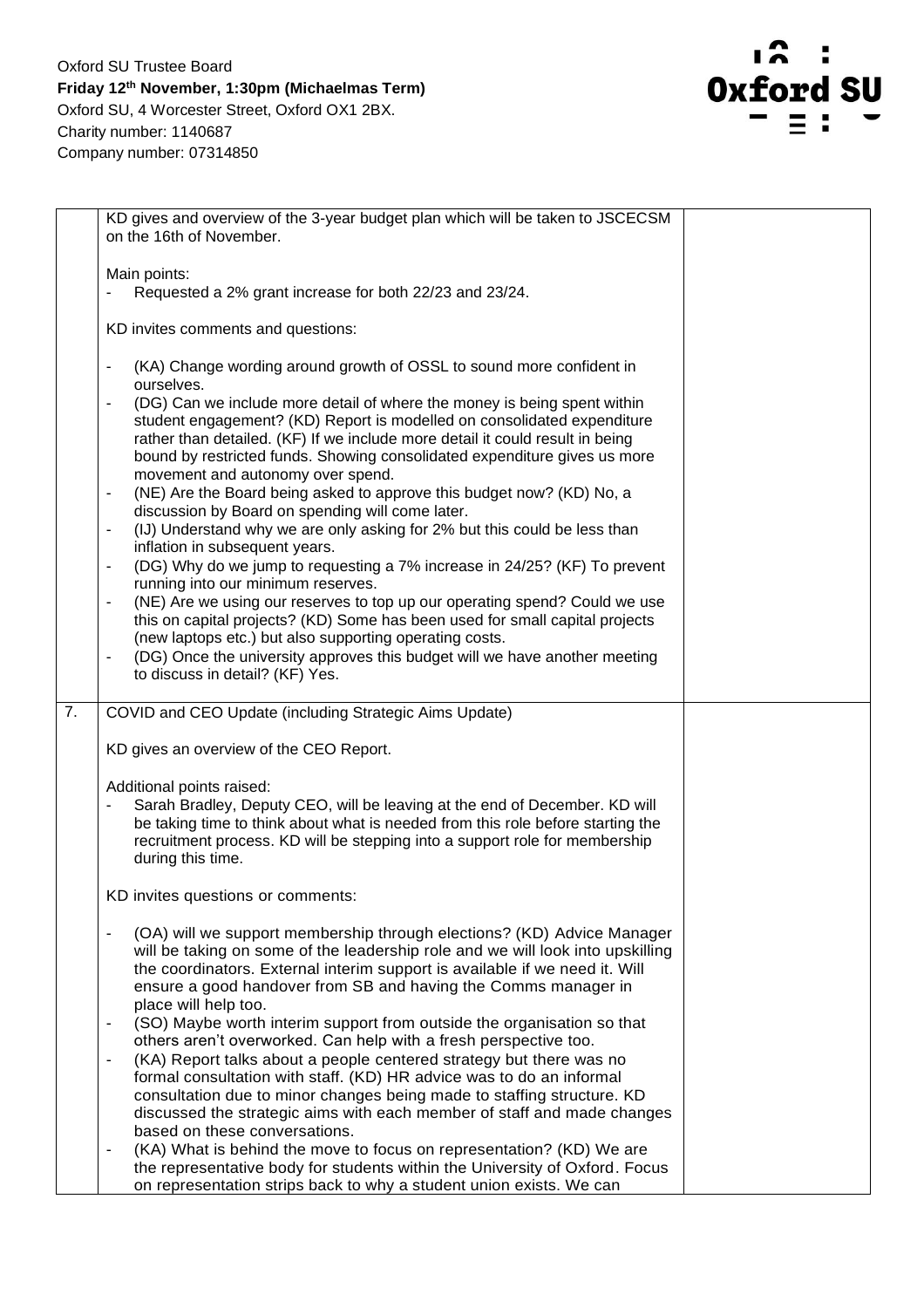| | | |
|---|---|---|
| | KD gives and overview of the 3-year budget plan which will be taken to JSCECSM on the 16th of November.<br><br>Main points:<br>- Requested a 2% grant increase for both 22/23 and 23/24.<br><br>KD invites comments and questions:<br><br>- (KA) Change wording around growth of OSSL to sound more confident in ourselves.<br>- (DG) Can we include more detail of where the money is being spent within student engagement? (KD) Report is modelled on consolidated expenditure rather than detailed. (KF) If we include more detail it could result in being bound by restricted funds. Showing consolidated expenditure gives us more movement and autonomy over spend.<br>- (NE) Are the Board being asked to approve this budget now? (KD) No, a discussion by Board on spending will come later.<br>- (IJ) Understand why we are only asking for 2% but this could be less than inflation in subsequent years.<br>- (DG) Why do we jump to requesting a 7% increase in 24/25? (KF) To prevent running into our minimum reserves.<br>- (NE) Are we using our reserves to top up our operating spend? Could we use this on capital projects? (KD) Some has been used for small capital projects (new laptops etc.) but also supporting operating costs.<br>- (DG) Once the university approves this budget will we have another meeting to discuss in detail? (KF) Yes. | |
| 7. | COVID and CEO Update (including Strategic Aims Update)<br><br>KD gives an overview of the CEO Report.<br><br>Additional points raised:<br>- Sarah Bradley, Deputy CEO, will be leaving at the end of December. KD will be taking time to think about what is needed from this role before starting the recruitment process. KD will be stepping into a support role for membership during this time.<br><br>KD invites questions or comments:<br><br>- (OA) will we support membership through elections? (KD) Advice Manager will be taking on some of the leadership role and we will look into upskilling the coordinators. External interim support is available if we need it. Will ensure a good handover from SB and having the Comms manager in place will help too.<br>- (SO) Maybe worth interim support from outside the organisation so that others aren't overworked. Can help with a fresh perspective too.<br>- (KA) Report talks about a people centered strategy but there was no formal consultation with staff. (KD) HR advice was to do an informal consultation due to minor changes being made to staffing structure. KD discussed the strategic aims with each member of staff and made changes based on these conversations.<br>- (KA) What is behind the move to focus on representation? (KD) We are the representative body for students within the University of Oxford. Focus on representation strips back to why a student union exists. We can | |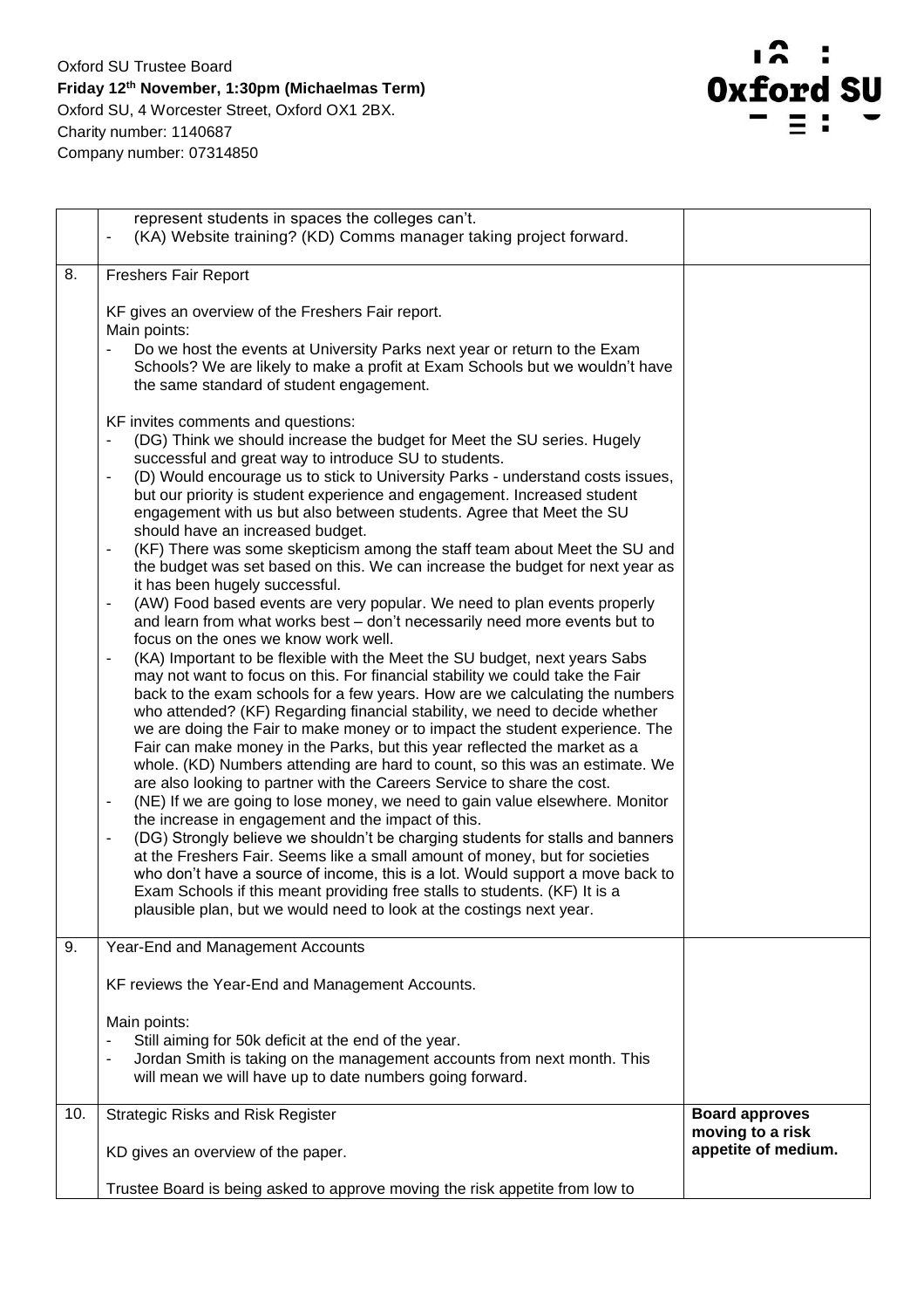Oxford SU Trustee Board
**Friday 12th November, 1:30pm (Michaelmas Term)**
Oxford SU, 4 Worcester Street, Oxford OX1 2BX.
Charity number: 1140687
Company number: 07314850

| | | |
|---|---|---|
| | represent students in spaces the colleges can't.<br>- (KA) Website training? (KD) Comms manager taking project forward. | |
| 8. | Freshers Fair Report<br><br>KF gives an overview of the Freshers Fair report.<br>Main points:<br>- Do we host the events at University Parks next year or return to the Exam Schools? We are likely to make a profit at Exam Schools but we wouldn't have the same standard of student engagement.<br><br>KF invites comments and questions:<br>- (DG) Think we should increase the budget for Meet the SU series. Hugely successful and great way to introduce SU to students.<br>- (D) Would encourage us to stick to University Parks - understand costs issues, but our priority is student experience and engagement. Increased student engagement with us but also between students. Agree that Meet the SU should have an increased budget.<br>- (KF) There was some skepticism among the staff team about Meet the SU and the budget was set based on this. We can increase the budget for next year as it has been hugely successful.<br>- (AW) Food based events are very popular. We need to plan events properly and learn from what works best – don't necessarily need more events but to focus on the ones we know work well.<br>- (KA) Important to be flexible with the Meet the SU budget, next years Sabs may not want to focus on this. For financial stability we could take the Fair back to the exam schools for a few years. How are we calculating the numbers who attended? (KF) Regarding financial stability, we need to decide whether we are doing the Fair to make money or to impact the student experience. The Fair can make money in the Parks, but this year reflected the market as a whole. (KD) Numbers attending are hard to count, so this was an estimate. We are also looking to partner with the Careers Service to share the cost.<br>- (NE) If we are going to lose money, we need to gain value elsewhere. Monitor the increase in engagement and the impact of this.<br>- (DG) Strongly believe we shouldn't be charging students for stalls and banners at the Freshers Fair. Seems like a small amount of money, but for societies who don't have a source of income, this is a lot. Would support a move back to Exam Schools if this meant providing free stalls to students. (KF) It is a plausible plan, but we would need to look at the costings next year. | |
| 9. | Year-End and Management Accounts<br><br>KF reviews the Year-End and Management Accounts.<br><br>Main points:<br>- Still aiming for 50k deficit at the end of the year.<br>- Jordan Smith is taking on the management accounts from next month. This will mean we will have up to date numbers going forward. | |
| 10. | Strategic Risks and Risk Register<br><br>KD gives an overview of the paper.<br><br>Trustee Board is being asked to approve moving the risk appetite from low to | **Board approves moving to a risk appetite of medium.** |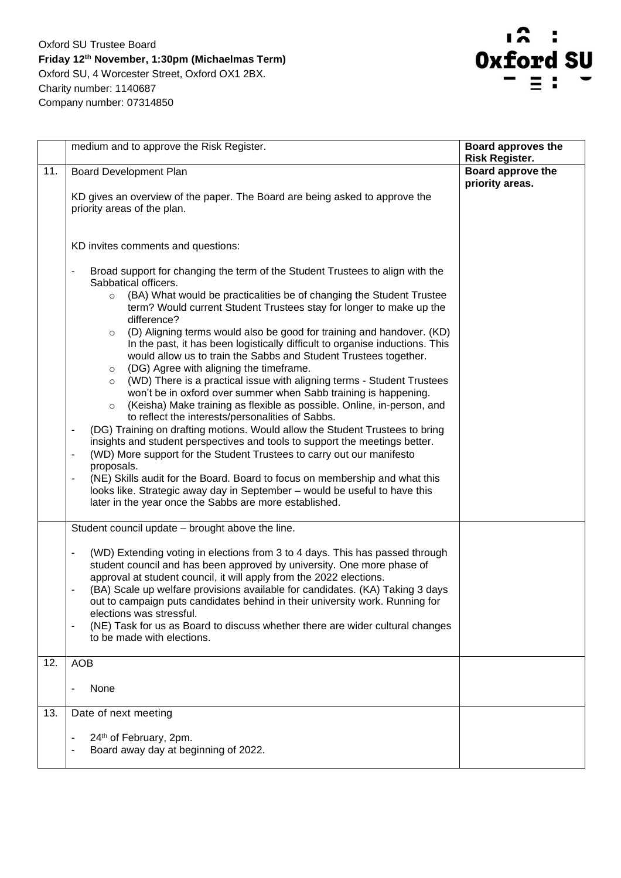Oxford SU Trustee Board
**Friday 12th November, 1:30pm (Michaelmas Term)**
Oxford SU, 4 Worcester Street, Oxford OX1 2BX.
Charity number: 1140687
Company number: 07314850

| | | |
|---|---|---|
| | medium and to approve the Risk Register. | **Board approves the Risk Register.** |
| 11. | Board Development Plan<br><br>KD gives an overview of the paper. The Board are being asked to approve the priority areas of the plan.<br><br>KD invites comments and questions:<br><br>- Broad support for changing the term of the Student Trustees to align with the Sabbatical officers.<br>  ○ (BA) What would be practicalities be of changing the Student Trustee term? Would current Student Trustees stay for longer to make up the difference?<br>  ○ (D) Aligning terms would also be good for training and handover. (KD) In the past, it has been logistically difficult to organise inductions. This would allow us to train the Sabbs and Student Trustees together.<br>  ○ (DG) Agree with aligning the timeframe.<br>  ○ (WD) There is a practical issue with aligning terms - Student Trustees won't be in oxford over summer when Sabb training is happening.<br>  ○ (Keisha) Make training as flexible as possible. Online, in-person, and to reflect the interests/personalities of Sabbs.<br>- (DG) Training on drafting motions. Would allow the Student Trustees to bring insights and student perspectives and tools to support the meetings better.<br>- (WD) More support for the Student Trustees to carry out our manifesto proposals.<br>- (NE) Skills audit for the Board. Board to focus on membership and what this looks like. Strategic away day in September – would be useful to have this later in the year once the Sabbs are more established. | **Board approve the priority areas.** |
| | Student council update – brought above the line.<br><br>- (WD) Extending voting in elections from 3 to 4 days. This has passed through student council and has been approved by university. One more phase of approval at student council, it will apply from the 2022 elections.<br>- (BA) Scale up welfare provisions available for candidates. (KA) Taking 3 days out to campaign puts candidates behind in their university work. Running for elections was stressful.<br>- (NE) Task for us as Board to discuss whether there are wider cultural changes to be made with elections. | |
| 12. | AOB<br><br>- None | |
| 13. | Date of next meeting<br><br>- 24th of February, 2pm.<br>- Board away day at beginning of 2022. | |